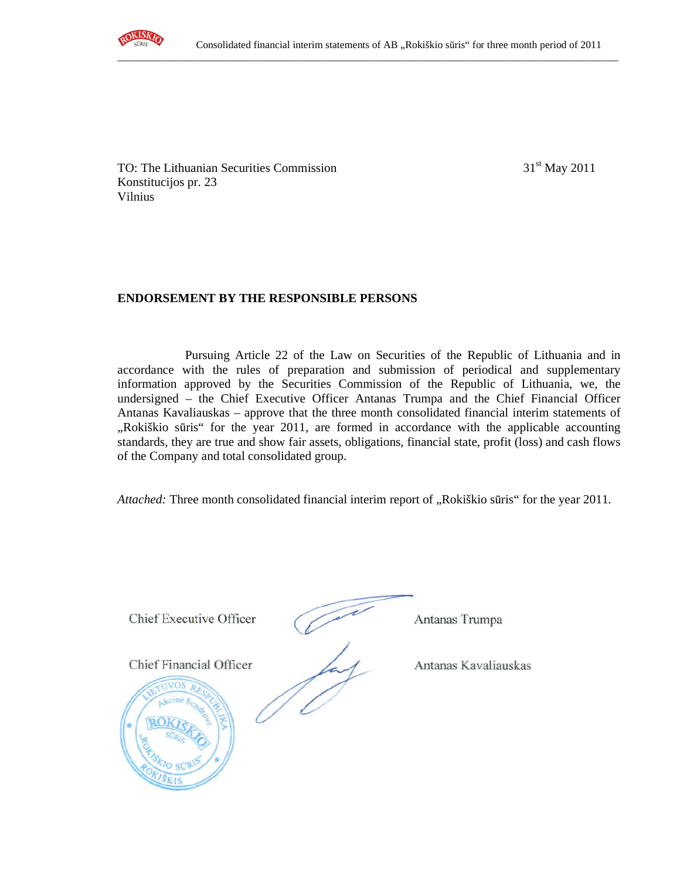TO: The Lithuanian Securities Commission
Konstitucijos pr. 23
Vilnius

31st May 2011

**ENDORSEMENT BY THE RESPONSIBLE PERSONS**

Pursuing Article 22 of the Law on Securities of the Republic of Lithuania and in accordance with the rules of preparation and submission of periodical and supplementary information approved by the Securities Commission of the Republic of Lithuania, we, the undersigned – the Chief Executive Officer Antanas Trumpa and the Chief Financial Officer Antanas Kavaliauskas – approve that the three month consolidated financial interim statements of „Rokiškio sūris" for the year 2011, are formed in accordance with the applicable accounting standards, they are true and show fair assets, obligations, financial state, profit (loss) and cash flows of the Company and total consolidated group.

*Attached:* Three month consolidated financial interim report of „Rokiškio sūris" for the year 2011.

Chief Executive Officer Antanas Trumpa

Chief Financial Officer Antanas Kavaliauskas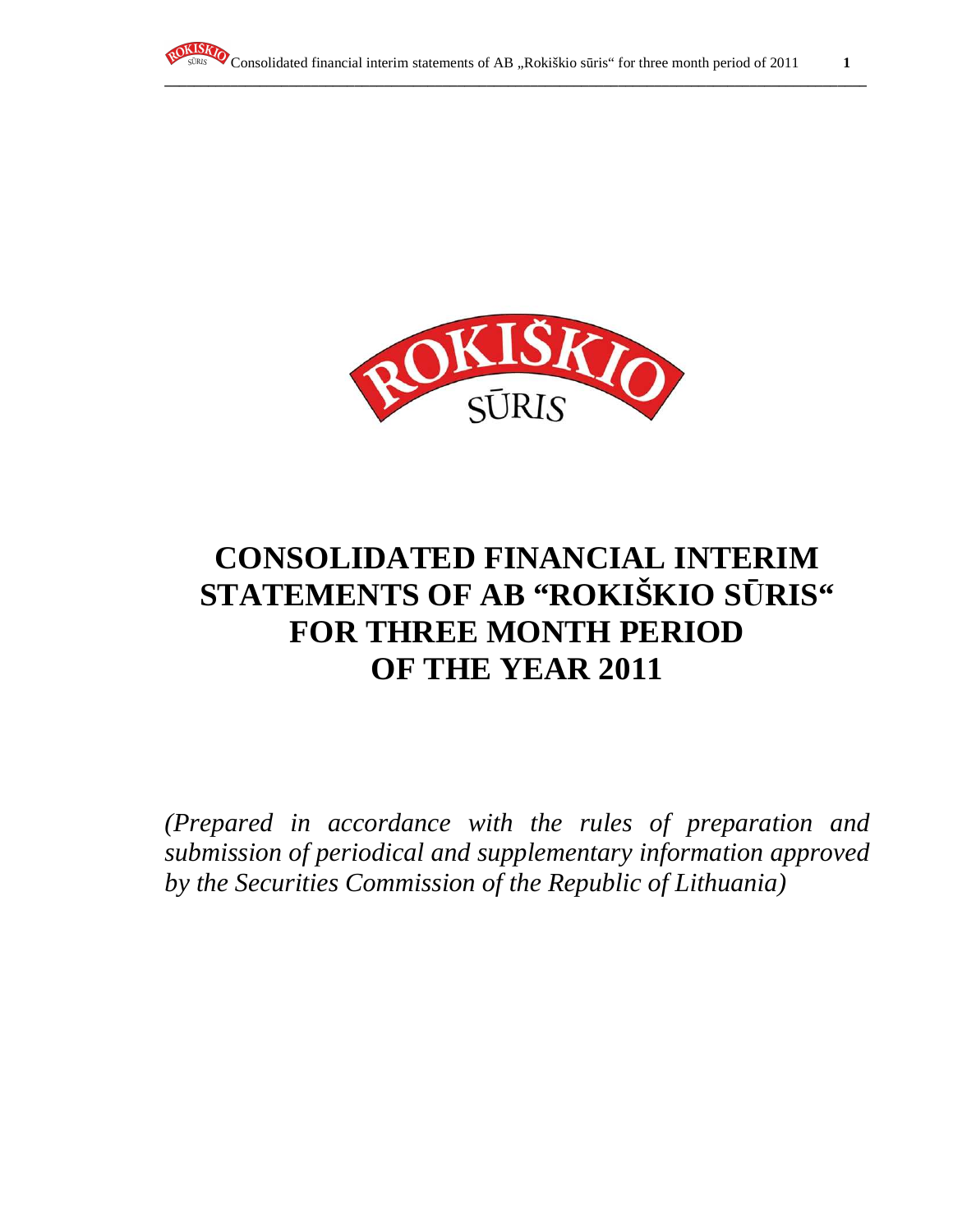# CONSOLIDATED FINANCIAL INTERIM STATEMENTS OF AB "ROKIŠKIO SŪRIS" FOR THREE MONTH PERIOD OF THE YEAR 2011

*(Prepared in accordance with the rules of preparation and submission of periodical and supplementary information approved by the Securities Commission of the Republic of Lithuania)*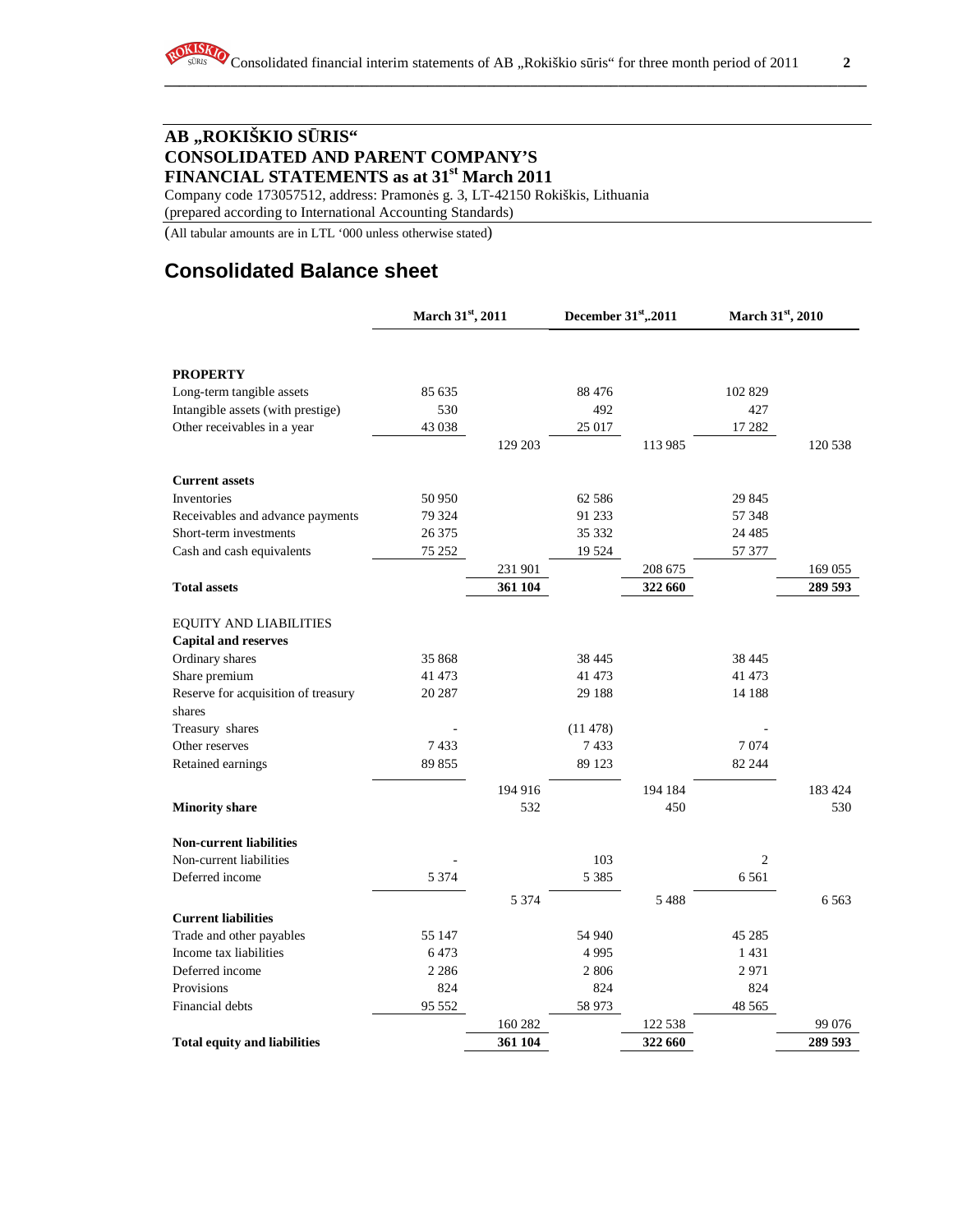## AB „ROKIŠKIO SŪRIS“
## CONSOLIDATED AND PARENT COMPANY'S
## FINANCIAL STATEMENTS as at 31st March 2011

Company code 173057512, address: Pramonės g. 3, LT-42150 Rokiškis, Lithuania
(prepared according to International Accounting Standards)

(All tabular amounts are in LTL '000 unless otherwise stated)

# Consolidated Balance sheet

| | March 31st, 2011 | | December 31st,.2011 | | March 31st, 2010 | |
|---|---|---|---|---|---|---|
| **PROPERTY** | | | | | | |
| Long-term tangible assets | 85 635 | | 88 476 | | 102 829 | |
| Intangible assets (with prestige) | 530 | | 492 | | 427 | |
| Other receivables in a year | 43 038 | | 25 017 | | 17 282 | |
| | | 129 203 | | 113 985 | | 120 538 |
| **Current assets** | | | | | | |
| Inventories | 50 950 | | 62 586 | | 29 845 | |
| Receivables and advance payments | 79 324 | | 91 233 | | 57 348 | |
| Short-term investments | 26 375 | | 35 332 | | 24 485 | |
| Cash and cash equivalents | 75 252 | | 19 524 | | 57 377 | |
| | | 231 901 | | 208 675 | | 169 055 |
| **Total assets** | | **361 104** | | **322 660** | | **289 593** |
| EQUITY AND LIABILITIES | | | | | | |
| **Capital and reserves** | | | | | | |
| Ordinary shares | 35 868 | | 38 445 | | 38 445 | |
| Share premium | 41 473 | | 41 473 | | 41 473 | |
| Reserve for acquisition of treasury shares | 20 287 | | 29 188 | | 14 188 | |
| Treasury shares | - | | (11 478) | | - | |
| Other reserves | 7 433 | | 7 433 | | 7 074 | |
| Retained earnings | 89 855 | | 89 123 | | 82 244 | |
| | | 194 916 | | 194 184 | | 183 424 |
| **Minority share** | | 532 | | 450 | | 530 |
| **Non-current liabilities** | | | | | | |
| Non-current liabilities | - | | 103 | | 2 | |
| Deferred income | 5 374 | | 5 385 | | 6 561 | |
| | | 5 374 | | 5 488 | | 6 563 |
| **Current liabilities** | | | | | | |
| Trade and other payables | 55 147 | | 54 940 | | 45 285 | |
| Income tax liabilities | 6 473 | | 4 995 | | 1 431 | |
| Deferred income | 2 286 | | 2 806 | | 2 971 | |
| Provisions | 824 | | 824 | | 824 | |
| Financial debts | 95 552 | | 58 973 | | 48 565 | |
| | | 160 282 | | 122 538 | | 99 076 |
| **Total equity and liabilities** | | **361 104** | | **322 660** | | **289 593** |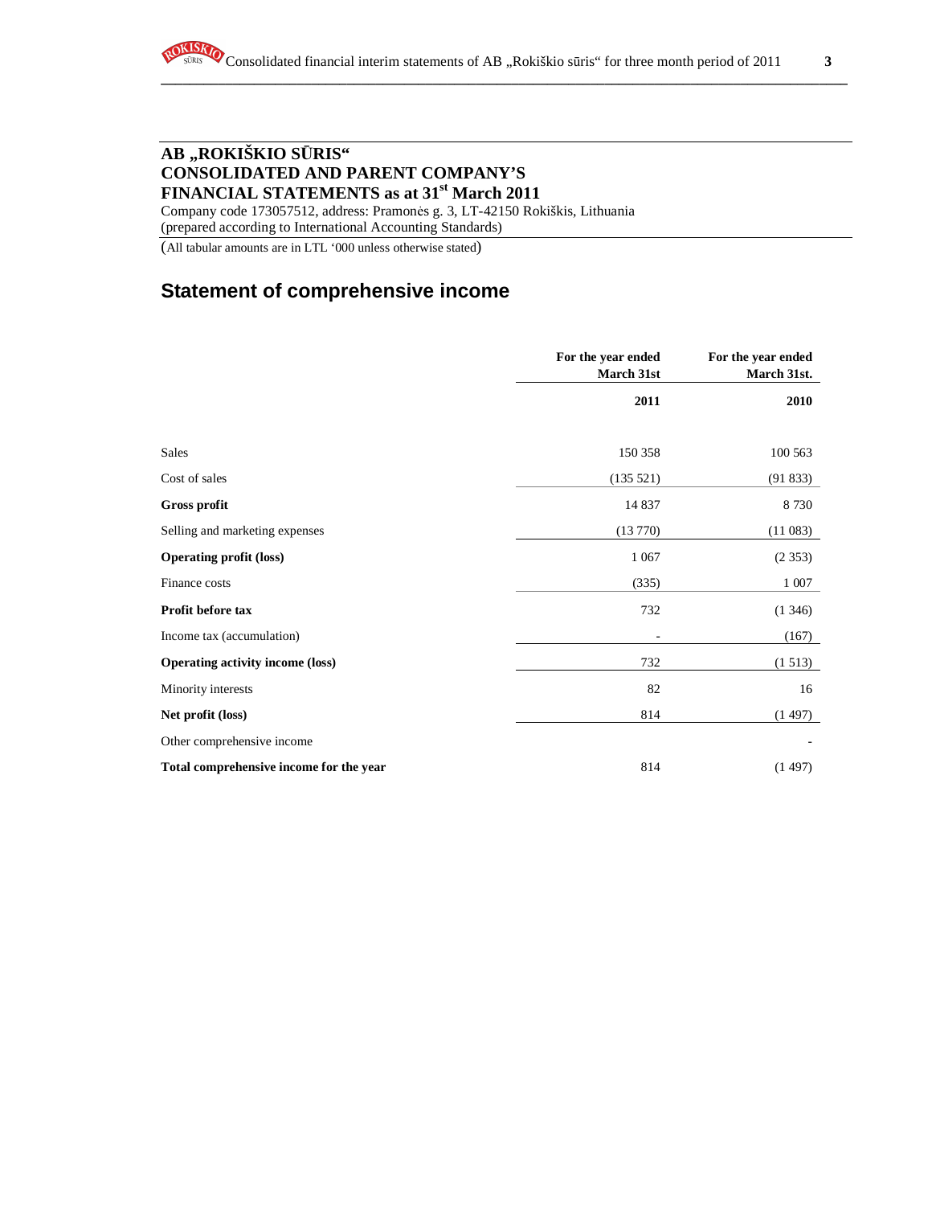## AB „ROKIŠKIO SŪRIS“
## CONSOLIDATED AND PARENT COMPANY'S FINANCIAL STATEMENTS as at 31st March 2011

Company code 173057512, address: Pramonės g. 3, LT-42150 Rokiškis, Lithuania
(prepared according to International Accounting Standards)

(All tabular amounts are in LTL '000 unless otherwise stated)

# Statement of comprehensive income

| | For the year ended March 31st | For the year ended March 31st. |
|---|---|---|
| | **2011** | **2010** |
| Sales | 150 358 | 100 563 |
| Cost of sales | (135 521) | (91 833) |
| **Gross profit** | 14 837 | 8 730 |
| Selling and marketing expenses | (13 770) | (11 083) |
| **Operating profit (loss)** | 1 067 | (2 353) |
| Finance costs | (335) | 1 007 |
| **Profit before tax** | 732 | (1 346) |
| Income tax (accumulation) | - | (167) |
| **Operating activity income (loss)** | 732 | (1 513) |
| Minority interests | 82 | 16 |
| **Net profit (loss)** | 814 | (1 497) |
| Other comprehensive income | | - |
| **Total comprehensive income for the year** | 814 | (1 497) |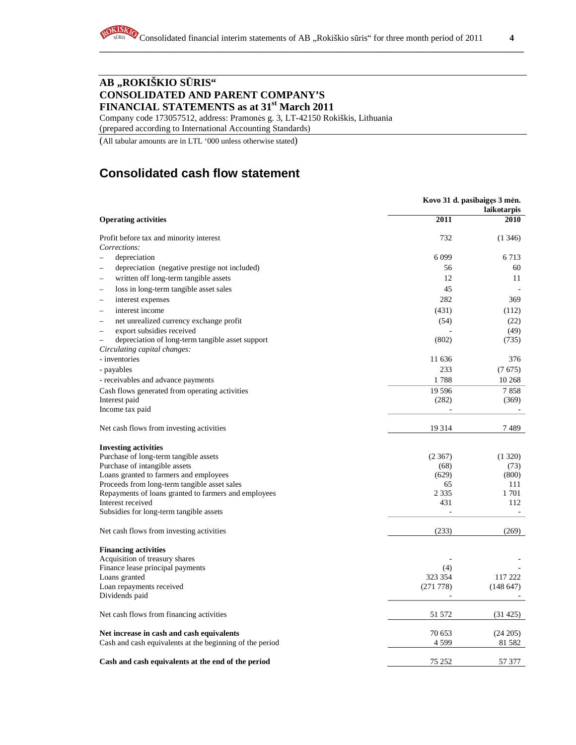## AB „ROKIŠKIO SŪRIS“
## CONSOLIDATED AND PARENT COMPANY'S FINANCIAL STATEMENTS as at 31st March 2011

Company code 173057512, address: Pramonės g. 3, LT-42150 Rokiškis, Lithuania
(prepared according to International Accounting Standards)

(All tabular amounts are in LTL '000 unless otherwise stated)

# Consolidated cash flow statement

| | Kovo 31 d. pasibaigęs 3 mėn. laikotarpis | |
|---|---|---|
| **Operating activities** | **2011** | **2010** |
| Profit before tax and minority interest | 732 | (1 346) |
| *Corrections:* | | |
| – depreciation | 6 099 | 6 713 |
| – depreciation (negative prestige not included) | 56 | 60 |
| – written off long-term tangible assets | 12 | 11 |
| – loss in long-term tangible asset sales | 45 | - |
| – interest expenses | 282 | 369 |
| – interest income | (431) | (112) |
| – net unrealized currency exchange profit | (54) | (22) |
| – export subsidies received | - | (49) |
| – depreciation of long-term tangible asset support | (802) | (735) |
| *Circulating capital changes:* | | |
| - inventories | 11 636 | 376 |
| - payables | 233 | (7 675) |
| - receivables and advance payments | 1 788 | 10 268 |
| Cash flows generated from operating activities | 19 596 | 7 858 |
| Interest paid | (282) | (369) |
| Income tax paid | - | - |
| Net cash flows from investing activities | 19 314 | 7 489 |
| **Investing activities** | | |
| Purchase of long-term tangible assets | (2 367) | (1 320) |
| Purchase of intangible assets | (68) | (73) |
| Loans granted to farmers and employees | (629) | (800) |
| Proceeds from long-term tangible asset sales | 65 | 111 |
| Repayments of loans granted to farmers and employees | 2 335 | 1 701 |
| Interest received | 431 | 112 |
| Subsidies for long-term tangible assets | - | - |
| Net cash flows from investing activities | (233) | (269) |
| **Financing activities** | | |
| Acquisition of treasury shares | - | - |
| Finance lease principal payments | (4) | - |
| Loans granted | 323 354 | 117 222 |
| Loan repayments received | (271 778) | (148 647) |
| Dividends paid | - | - |
| Net cash flows from financing activities | 51 572 | (31 425) |
| **Net increase in cash and cash equivalents** | 70 653 | (24 205) |
| Cash and cash equivalents at the beginning of the period | 4 599 | 81 582 |
| **Cash and cash equivalents at the end of the period** | 75 252 | 57 377 |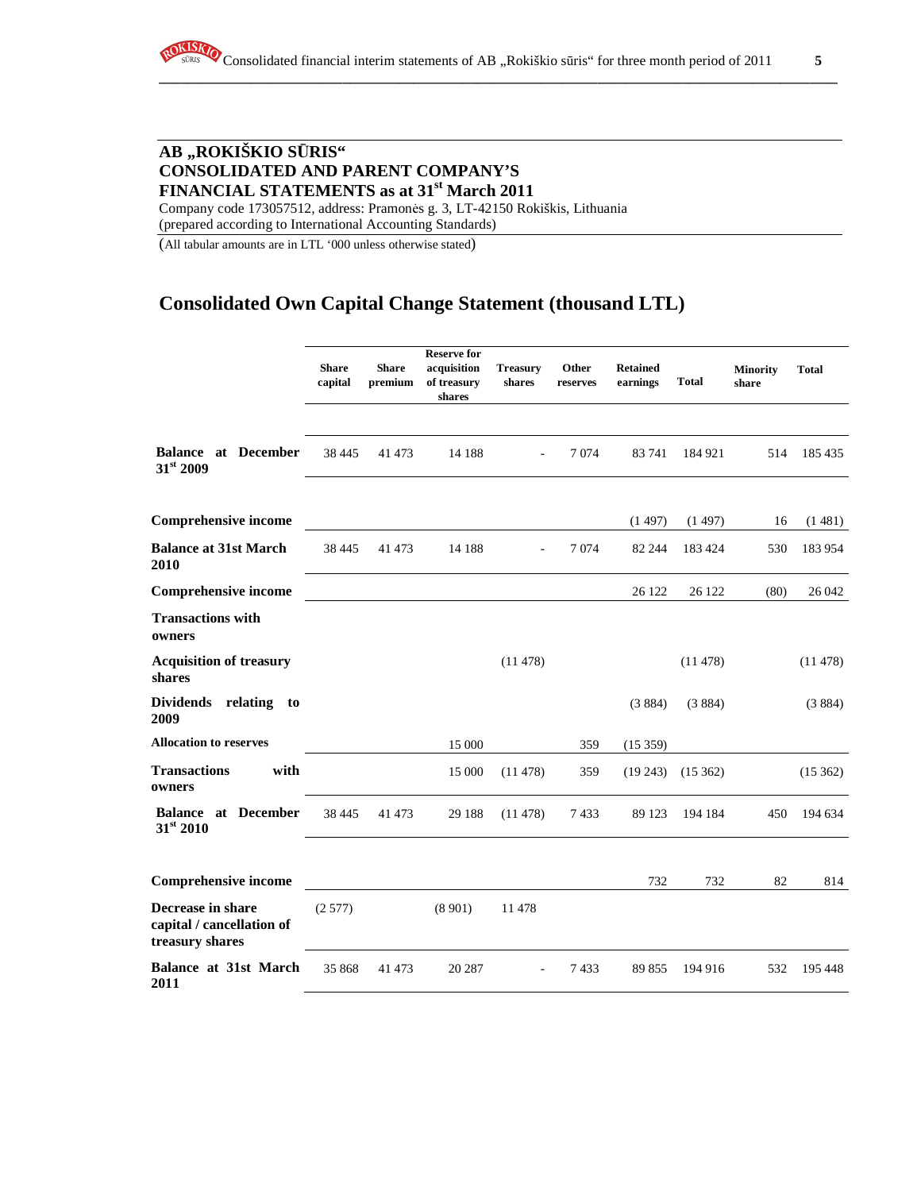## AB „ROKIŠKIO SŪRIS“
## CONSOLIDATED AND PARENT COMPANY'S FINANCIAL STATEMENTS as at 31st March 2011

Company code 173057512, address: Pramonės g. 3, LT-42150 Rokiškis, Lithuania
(prepared according to International Accounting Standards)

(All tabular amounts are in LTL '000 unless otherwise stated)

# Consolidated Own Capital Change Statement (thousand LTL)

| | Share capital | Share premium | Reserve for acquisition of treasury shares | Treasury shares | Other reserves | Retained earnings | Total | Minority share | Total |
|---|---|---|---|---|---|---|---|---|---|
| **Balance at December 31st 2009** | 38 445 | 41 473 | 14 188 | - | 7 074 | 83 741 | 184 921 | 514 | 185 435 |
| **Comprehensive income** | | | | | | (1 497) | (1 497) | 16 | (1 481) |
| **Balance at 31st March 2010** | 38 445 | 41 473 | 14 188 | - | 7 074 | 82 244 | 183 424 | 530 | 183 954 |
| **Comprehensive income** | | | | | | 26 122 | 26 122 | (80) | 26 042 |
| **Transactions with owners** | | | | | | | | | |
| **Acquisition of treasury shares** | | | | (11 478) | | | (11 478) | | (11 478) |
| **Dividends relating to 2009** | | | | | | (3 884) | (3 884) | | (3 884) |
| **Allocation to reserves** | | | 15 000 | | 359 | (15 359) | | | |
| **Transactions with owners** | | | 15 000 | (11 478) | 359 | (19 243) | (15 362) | | (15 362) |
| **Balance at December 31st 2010** | 38 445 | 41 473 | 29 188 | (11 478) | 7 433 | 89 123 | 194 184 | 450 | 194 634 |
| **Comprehensive income** | | | | | | 732 | 732 | 82 | 814 |
| **Decrease in share capital / cancellation of treasury shares** | (2 577) | | (8 901) | 11 478 | | | | | |
| **Balance at 31st March 2011** | 35 868 | 41 473 | 20 287 | - | 7 433 | 89 855 | 194 916 | 532 | 195 448 |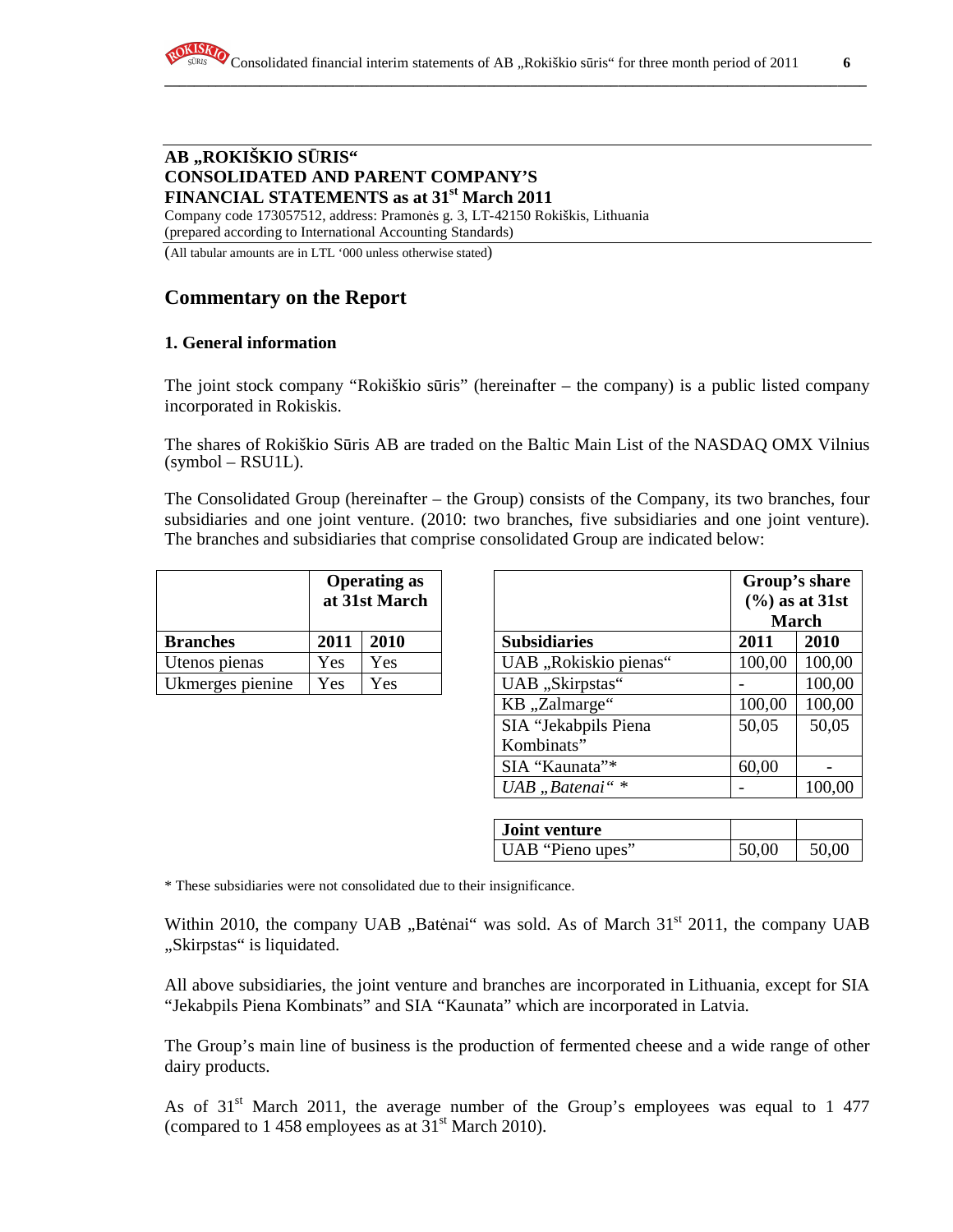**AB „ROKIŠKIO SŪRIS"**
**CONSOLIDATED AND PARENT COMPANY'S**
**FINANCIAL STATEMENTS as at 31st March 2011**

Company code 173057512, address: Pramonės g. 3, LT-42150 Rokiškis, Lithuania
(prepared according to International Accounting Standards)

(All tabular amounts are in LTL '000 unless otherwise stated)

## Commentary on the Report

### 1. General information

The joint stock company "Rokiškio sūris" (hereinafter – the company) is a public listed company incorporated in Rokiskis.

The shares of Rokiškio Sūris AB are traded on the Baltic Main List of the NASDAQ OMX Vilnius (symbol – RSU1L).

The Consolidated Group (hereinafter – the Group) consists of the Company, its two branches, four subsidiaries and one joint venture. (2010: two branches, five subsidiaries and one joint venture). The branches and subsidiaries that comprise consolidated Group are indicated below:

| | Operating as at 31st March | |
|---|---|---|
| **Branches** | **2011** | **2010** |
| Utenos pienas | Yes | Yes |
| Ukmerges pienine | Yes | Yes |

| | Group's share (%) as at 31st March | |
|---|---|---|
| **Subsidiaries** | **2011** | **2010** |
| UAB „Rokiskio pienas" | 100,00 | 100,00 |
| UAB „Skirpstas" | - | 100,00 |
| KB „Zalmarge" | 100,00 | 100,00 |
| SIA "Jekabpils Piena Kombinats" | 50,05 | 50,05 |
| SIA "Kaunata"* | 60,00 | - |
| *UAB „Batenai" ** | - | 100,00 |

| **Joint venture** | | |
|---|---|---|
| UAB "Pieno upes" | 50,00 | 50,00 |

* These subsidiaries were not consolidated due to their insignificance.

Within 2010, the company UAB „Batėnai" was sold. As of March 31st 2011, the company UAB „Skirpstas" is liquidated.

All above subsidiaries, the joint venture and branches are incorporated in Lithuania, except for SIA "Jekabpils Piena Kombinats" and SIA "Kaunata" which are incorporated in Latvia.

The Group's main line of business is the production of fermented cheese and a wide range of other dairy products.

As of 31st March 2011, the average number of the Group's employees was equal to 1 477 (compared to 1 458 employees as at 31st March 2010).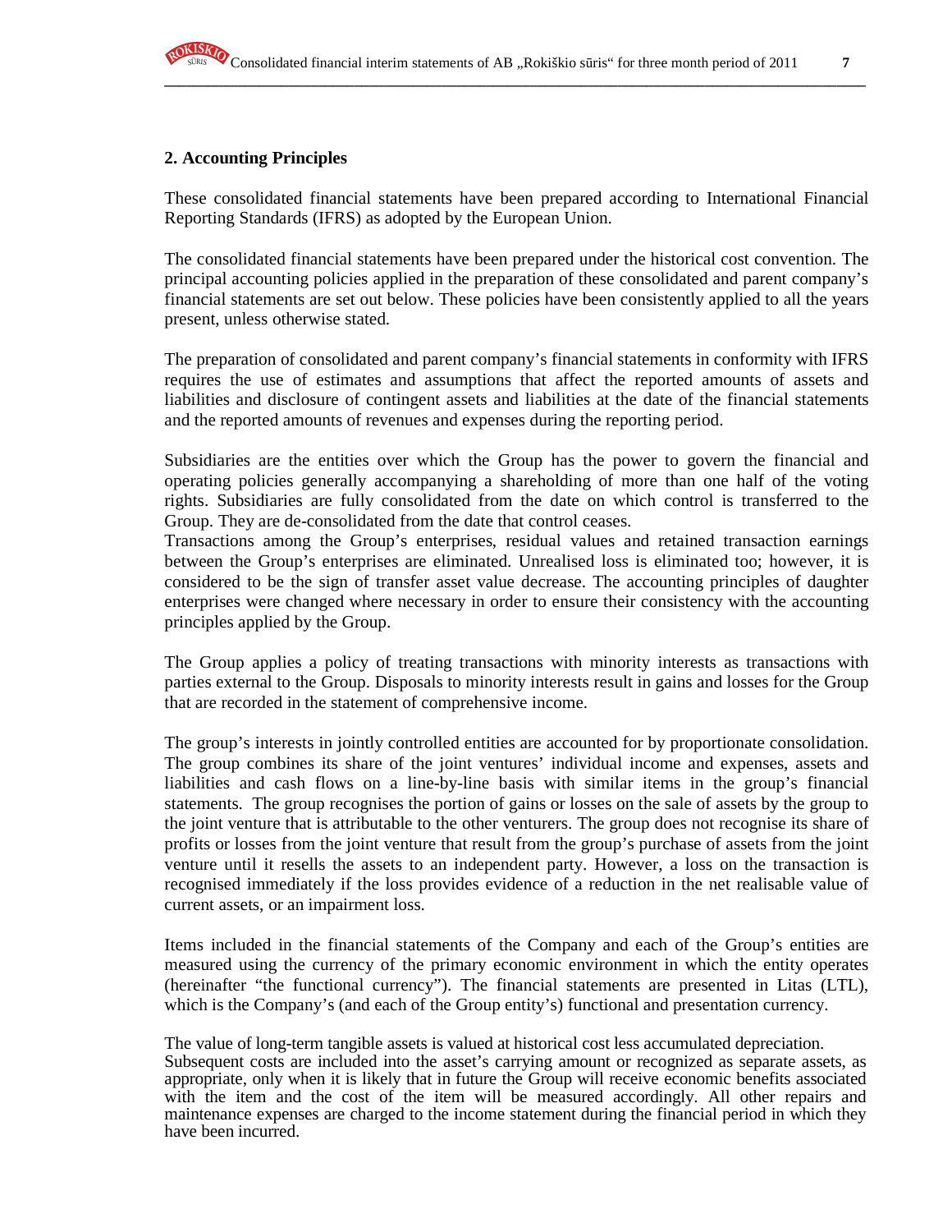## 2. Accounting Principles

These consolidated financial statements have been prepared according to International Financial Reporting Standards (IFRS) as adopted by the European Union.

The consolidated financial statements have been prepared under the historical cost convention. The principal accounting policies applied in the preparation of these consolidated and parent company's financial statements are set out below. These policies have been consistently applied to all the years present, unless otherwise stated.

The preparation of consolidated and parent company's financial statements in conformity with IFRS requires the use of estimates and assumptions that affect the reported amounts of assets and liabilities and disclosure of contingent assets and liabilities at the date of the financial statements and the reported amounts of revenues and expenses during the reporting period.

Subsidiaries are the entities over which the Group has the power to govern the financial and operating policies generally accompanying a shareholding of more than one half of the voting rights. Subsidiaries are fully consolidated from the date on which control is transferred to the Group. They are de-consolidated from the date that control ceases.
Transactions among the Group's enterprises, residual values and retained transaction earnings between the Group's enterprises are eliminated. Unrealised loss is eliminated too; however, it is considered to be the sign of transfer asset value decrease. The accounting principles of daughter enterprises were changed where necessary in order to ensure their consistency with the accounting principles applied by the Group.

The Group applies a policy of treating transactions with minority interests as transactions with parties external to the Group. Disposals to minority interests result in gains and losses for the Group that are recorded in the statement of comprehensive income.

The group's interests in jointly controlled entities are accounted for by proportionate consolidation. The group combines its share of the joint ventures' individual income and expenses, assets and liabilities and cash flows on a line-by-line basis with similar items in the group's financial statements. The group recognises the portion of gains or losses on the sale of assets by the group to the joint venture that is attributable to the other venturers. The group does not recognise its share of profits or losses from the joint venture that result from the group's purchase of assets from the joint venture until it resells the assets to an independent party. However, a loss on the transaction is recognised immediately if the loss provides evidence of a reduction in the net realisable value of current assets, or an impairment loss.

Items included in the financial statements of the Company and each of the Group's entities are measured using the currency of the primary economic environment in which the entity operates (hereinafter "the functional currency"). The financial statements are presented in Litas (LTL), which is the Company's (and each of the Group entity's) functional and presentation currency.

The value of long-term tangible assets is valued at historical cost less accumulated depreciation.
Subsequent costs are included into the asset's carrying amount or recognized as separate assets, as appropriate, only when it is likely that in future the Group will receive economic benefits associated with the item and the cost of the item will be measured accordingly. All other repairs and maintenance expenses are charged to the income statement during the financial period in which they have been incurred.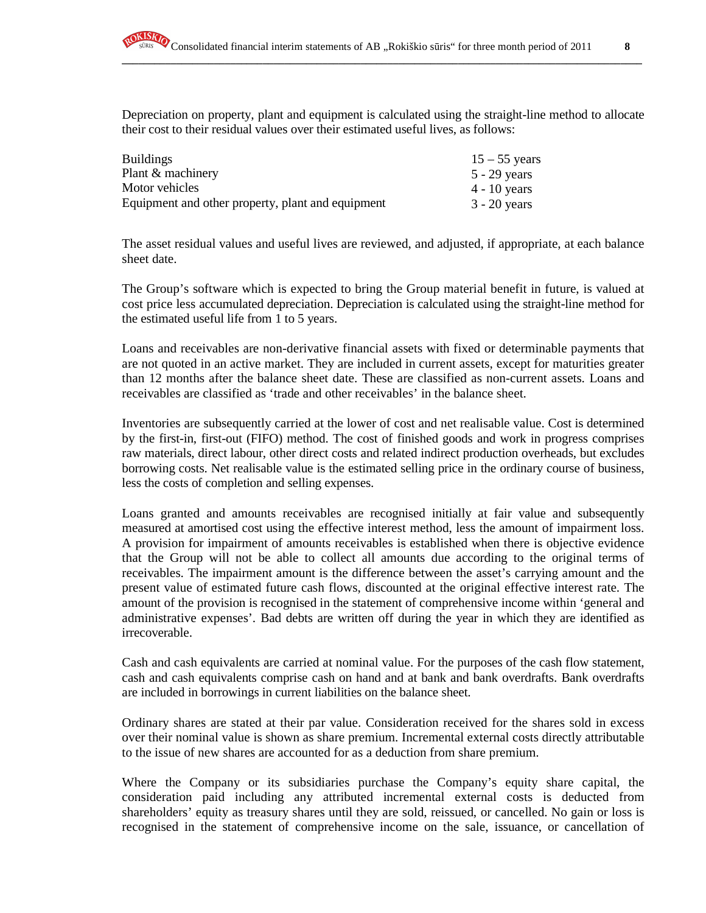Depreciation on property, plant and equipment is calculated using the straight-line method to allocate their cost to their residual values over their estimated useful lives, as follows:

| | |
|---|---|
| Buildings | 15 – 55 years |
| Plant & machinery | 5 - 29 years |
| Motor vehicles | 4 - 10 years |
| Equipment and other property, plant and equipment | 3 - 20 years |

The asset residual values and useful lives are reviewed, and adjusted, if appropriate, at each balance sheet date.

The Group's software which is expected to bring the Group material benefit in future, is valued at cost price less accumulated depreciation. Depreciation is calculated using the straight-line method for the estimated useful life from 1 to 5 years.

Loans and receivables are non-derivative financial assets with fixed or determinable payments that are not quoted in an active market. They are included in current assets, except for maturities greater than 12 months after the balance sheet date. These are classified as non-current assets. Loans and receivables are classified as 'trade and other receivables' in the balance sheet.

Inventories are subsequently carried at the lower of cost and net realisable value. Cost is determined by the first-in, first-out (FIFO) method. The cost of finished goods and work in progress comprises raw materials, direct labour, other direct costs and related indirect production overheads, but excludes borrowing costs. Net realisable value is the estimated selling price in the ordinary course of business, less the costs of completion and selling expenses.

Loans granted and amounts receivables are recognised initially at fair value and subsequently measured at amortised cost using the effective interest method, less the amount of impairment loss. A provision for impairment of amounts receivables is established when there is objective evidence that the Group will not be able to collect all amounts due according to the original terms of receivables. The impairment amount is the difference between the asset's carrying amount and the present value of estimated future cash flows, discounted at the original effective interest rate. The amount of the provision is recognised in the statement of comprehensive income within 'general and administrative expenses'. Bad debts are written off during the year in which they are identified as irrecoverable.

Cash and cash equivalents are carried at nominal value. For the purposes of the cash flow statement, cash and cash equivalents comprise cash on hand and at bank and bank overdrafts. Bank overdrafts are included in borrowings in current liabilities on the balance sheet.

Ordinary shares are stated at their par value. Consideration received for the shares sold in excess over their nominal value is shown as share premium. Incremental external costs directly attributable to the issue of new shares are accounted for as a deduction from share premium.

Where the Company or its subsidiaries purchase the Company's equity share capital, the consideration paid including any attributed incremental external costs is deducted from shareholders' equity as treasury shares until they are sold, reissued, or cancelled. No gain or loss is recognised in the statement of comprehensive income on the sale, issuance, or cancellation of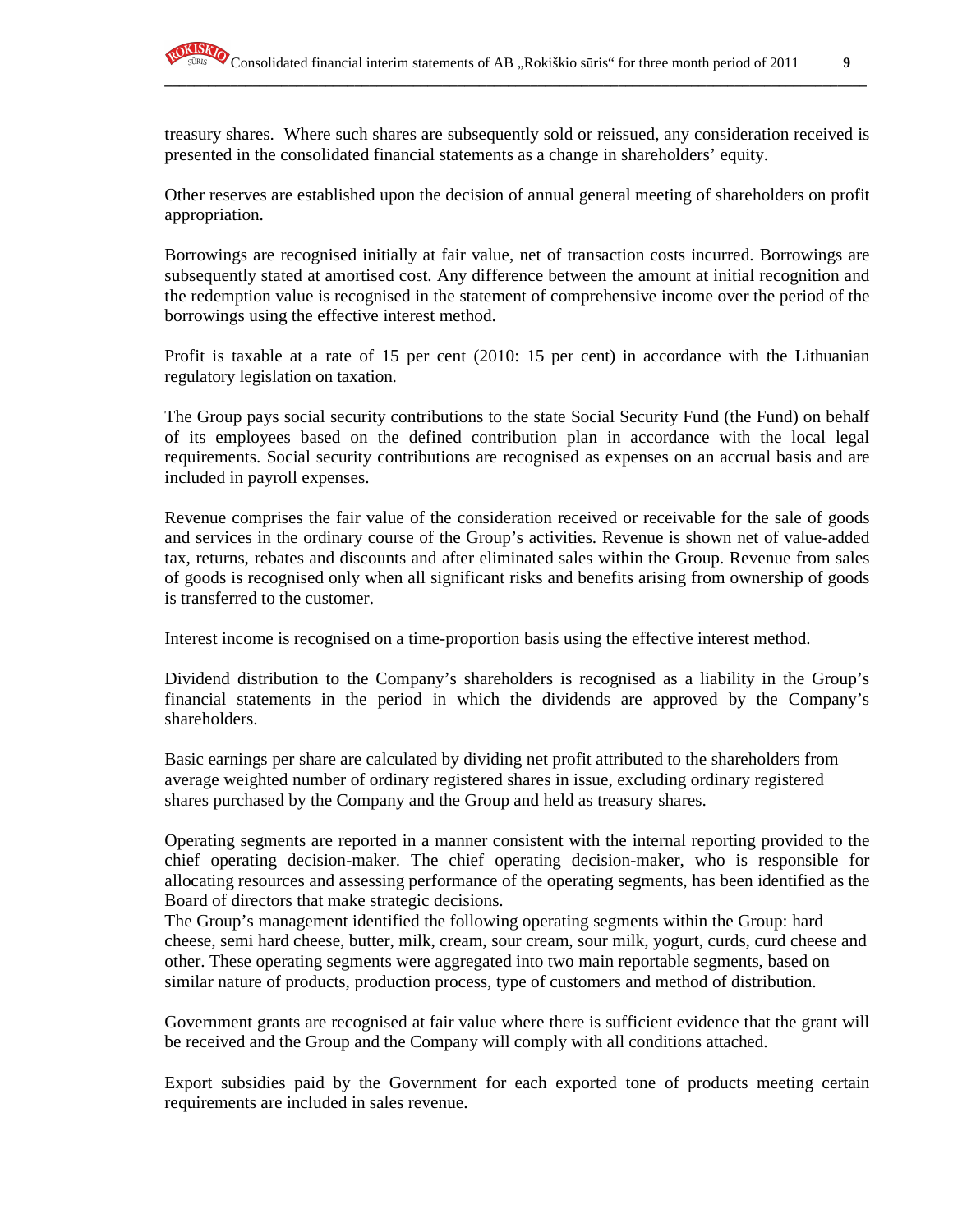treasury shares. Where such shares are subsequently sold or reissued, any consideration received is presented in the consolidated financial statements as a change in shareholders' equity.

Other reserves are established upon the decision of annual general meeting of shareholders on profit appropriation.

Borrowings are recognised initially at fair value, net of transaction costs incurred. Borrowings are subsequently stated at amortised cost. Any difference between the amount at initial recognition and the redemption value is recognised in the statement of comprehensive income over the period of the borrowings using the effective interest method.

Profit is taxable at a rate of 15 per cent (2010: 15 per cent) in accordance with the Lithuanian regulatory legislation on taxation.

The Group pays social security contributions to the state Social Security Fund (the Fund) on behalf of its employees based on the defined contribution plan in accordance with the local legal requirements. Social security contributions are recognised as expenses on an accrual basis and are included in payroll expenses.

Revenue comprises the fair value of the consideration received or receivable for the sale of goods and services in the ordinary course of the Group's activities. Revenue is shown net of value-added tax, returns, rebates and discounts and after eliminated sales within the Group. Revenue from sales of goods is recognised only when all significant risks and benefits arising from ownership of goods is transferred to the customer.

Interest income is recognised on a time-proportion basis using the effective interest method.

Dividend distribution to the Company's shareholders is recognised as a liability in the Group's financial statements in the period in which the dividends are approved by the Company's shareholders.

Basic earnings per share are calculated by dividing net profit attributed to the shareholders from average weighted number of ordinary registered shares in issue, excluding ordinary registered shares purchased by the Company and the Group and held as treasury shares.

Operating segments are reported in a manner consistent with the internal reporting provided to the chief operating decision-maker. The chief operating decision-maker, who is responsible for allocating resources and assessing performance of the operating segments, has been identified as the Board of directors that make strategic decisions.
The Group's management identified the following operating segments within the Group: hard cheese, semi hard cheese, butter, milk, cream, sour cream, sour milk, yogurt, curds, curd cheese and other. These operating segments were aggregated into two main reportable segments, based on similar nature of products, production process, type of customers and method of distribution.

Government grants are recognised at fair value where there is sufficient evidence that the grant will be received and the Group and the Company will comply with all conditions attached.

Export subsidies paid by the Government for each exported tone of products meeting certain requirements are included in sales revenue.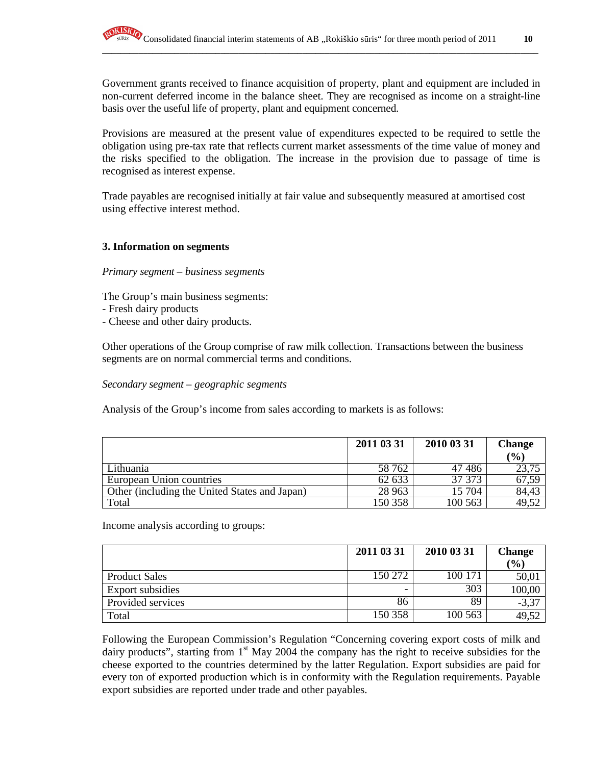Government grants received to finance acquisition of property, plant and equipment are included in non-current deferred income in the balance sheet. They are recognised as income on a straight-line basis over the useful life of property, plant and equipment concerned.

Provisions are measured at the present value of expenditures expected to be required to settle the obligation using pre-tax rate that reflects current market assessments of the time value of money and the risks specified to the obligation. The increase in the provision due to passage of time is recognised as interest expense.

Trade payables are recognised initially at fair value and subsequently measured at amortised cost using effective interest method.

### 3. Information on segments

*Primary segment – business segments*

The Group's main business segments:
- Fresh dairy products
- Cheese and other dairy products.

Other operations of the Group comprise of raw milk collection. Transactions between the business segments are on normal commercial terms and conditions.

*Secondary segment – geographic segments*

Analysis of the Group's income from sales according to markets is as follows:

| | 2011 03 31 | 2010 03 31 | Change (%) |
|---|---|---|---|
| Lithuania | 58 762 | 47 486 | 23,75 |
| European Union countries | 62 633 | 37 373 | 67,59 |
| Other (including the United States and Japan) | 28 963 | 15 704 | 84,43 |
| Total | 150 358 | 100 563 | 49,52 |

Income analysis according to groups:

| | 2011 03 31 | 2010 03 31 | Change (%) |
|---|---|---|---|
| Product Sales | 150 272 | 100 171 | 50,01 |
| Export subsidies | - | 303 | 100,00 |
| Provided services | 86 | 89 | -3,37 |
| Total | 150 358 | 100 563 | 49,52 |

Following the European Commission's Regulation "Concerning covering export costs of milk and dairy products", starting from 1st May 2004 the company has the right to receive subsidies for the cheese exported to the countries determined by the latter Regulation. Export subsidies are paid for every ton of exported production which is in conformity with the Regulation requirements. Payable export subsidies are reported under trade and other payables.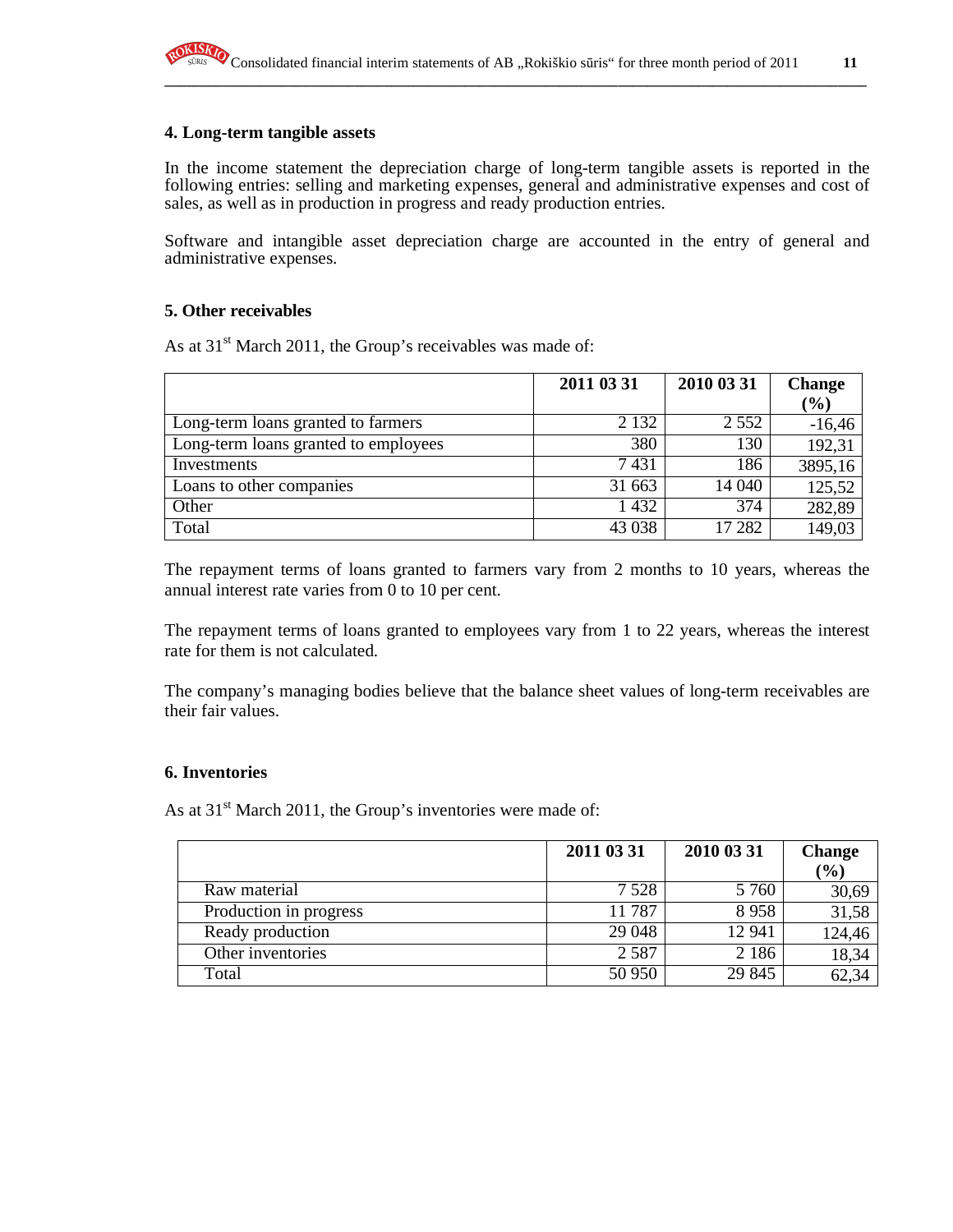## 4. Long-term tangible assets

In the income statement the depreciation charge of long-term tangible assets is reported in the following entries: selling and marketing expenses, general and administrative expenses and cost of sales, as well as in production in progress and ready production entries.

Software and intangible asset depreciation charge are accounted in the entry of general and administrative expenses.

## 5. Other receivables

As at 31st March 2011, the Group's receivables was made of:

| | 2011 03 31 | 2010 03 31 | Change (%) |
|---|---|---|---|
| Long-term loans granted to farmers | 2 132 | 2 552 | -16,46 |
| Long-term loans granted to employees | 380 | 130 | 192,31 |
| Investments | 7 431 | 186 | 3895,16 |
| Loans to other companies | 31 663 | 14 040 | 125,52 |
| Other | 1 432 | 374 | 282,89 |
| Total | 43 038 | 17 282 | 149,03 |

The repayment terms of loans granted to farmers vary from 2 months to 10 years, whereas the annual interest rate varies from 0 to 10 per cent.

The repayment terms of loans granted to employees vary from 1 to 22 years, whereas the interest rate for them is not calculated.

The company's managing bodies believe that the balance sheet values of long-term receivables are their fair values.

## 6. Inventories

As at 31st March 2011, the Group's inventories were made of:

| | 2011 03 31 | 2010 03 31 | Change (%) |
|---|---|---|---|
| Raw material | 7 528 | 5 760 | 30,69 |
| Production in progress | 11 787 | 8 958 | 31,58 |
| Ready production | 29 048 | 12 941 | 124,46 |
| Other inventories | 2 587 | 2 186 | 18,34 |
| Total | 50 950 | 29 845 | 62,34 |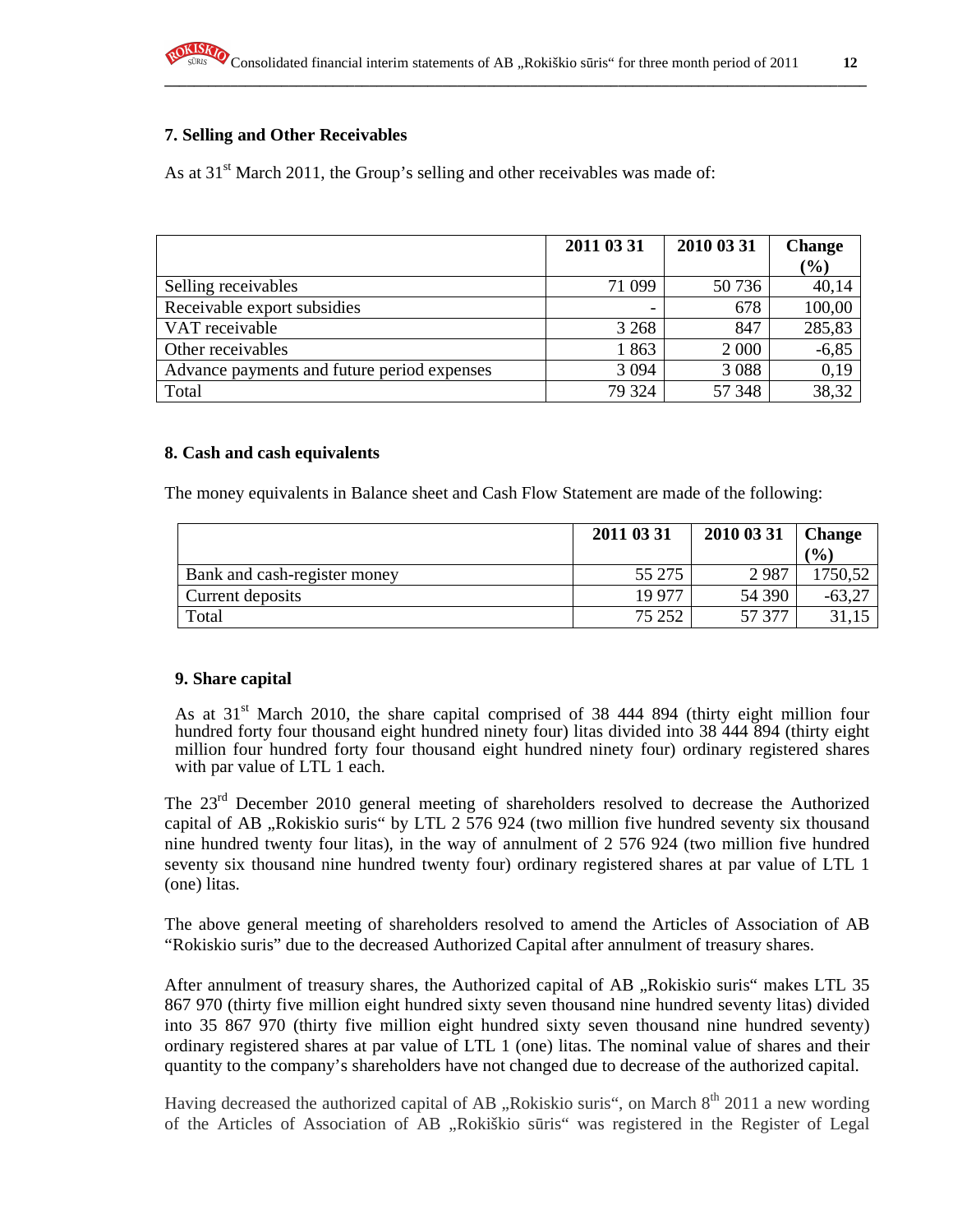## 7. Selling and Other Receivables

As at 31st March 2011, the Group's selling and other receivables was made of:

| | 2011 03 31 | 2010 03 31 | Change (%) |
|---|---|---|---|
| Selling receivables | 71 099 | 50 736 | 40,14 |
| Receivable export subsidies | - | 678 | 100,00 |
| VAT receivable | 3 268 | 847 | 285,83 |
| Other receivables | 1 863 | 2 000 | -6,85 |
| Advance payments and future period expenses | 3 094 | 3 088 | 0,19 |
| Total | 79 324 | 57 348 | 38,32 |

## 8. Cash and cash equivalents

The money equivalents in Balance sheet and Cash Flow Statement are made of the following:

| | 2011 03 31 | 2010 03 31 | Change (%) |
|---|---|---|---|
| Bank and cash-register money | 55 275 | 2 987 | 1750,52 |
| Current deposits | 19 977 | 54 390 | -63,27 |
| Total | 75 252 | 57 377 | 31,15 |

## 9. Share capital

As at 31st March 2010, the share capital comprised of 38 444 894 (thirty eight million four hundred forty four thousand eight hundred ninety four) litas divided into 38 444 894 (thirty eight million four hundred forty four thousand eight hundred ninety four) ordinary registered shares with par value of LTL 1 each.

The 23rd December 2010 general meeting of shareholders resolved to decrease the Authorized capital of AB „Rokiskio suris" by LTL 2 576 924 (two million five hundred seventy six thousand nine hundred twenty four litas), in the way of annulment of 2 576 924 (two million five hundred seventy six thousand nine hundred twenty four) ordinary registered shares at par value of LTL 1 (one) litas.

The above general meeting of shareholders resolved to amend the Articles of Association of AB "Rokiskio suris" due to the decreased Authorized Capital after annulment of treasury shares.

After annulment of treasury shares, the Authorized capital of AB „Rokiskio suris" makes LTL 35 867 970 (thirty five million eight hundred sixty seven thousand nine hundred seventy litas) divided into 35 867 970 (thirty five million eight hundred sixty seven thousand nine hundred seventy) ordinary registered shares at par value of LTL 1 (one) litas. The nominal value of shares and their quantity to the company's shareholders have not changed due to decrease of the authorized capital.

Having decreased the authorized capital of AB „Rokiskio suris", on March 8th 2011 a new wording of the Articles of Association of AB „Rokiškio sūris" was registered in the Register of Legal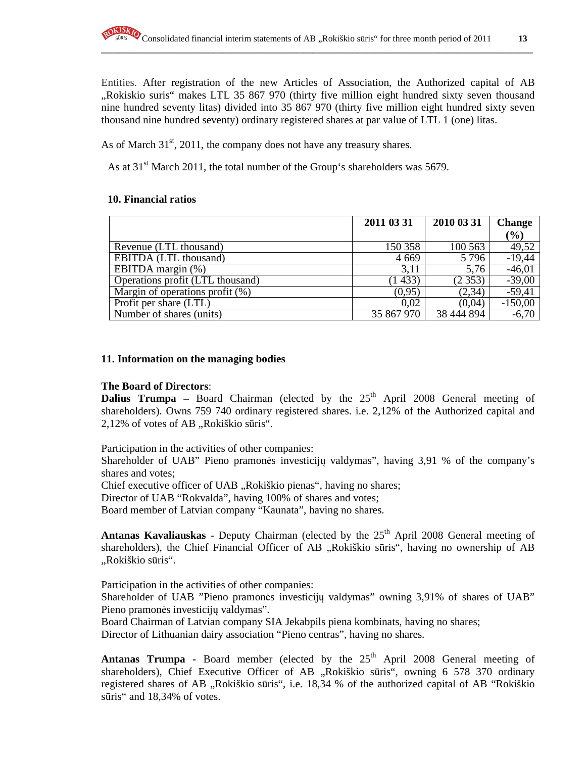Entities. After registration of the new Articles of Association, the Authorized capital of AB „Rokiskio suris“ makes LTL 35 867 970 (thirty five million eight hundred sixty seven thousand nine hundred seventy litas) divided into 35 867 970 (thirty five million eight hundred sixty seven thousand nine hundred seventy) ordinary registered shares at par value of LTL 1 (one) litas.

As of March 31st, 2011, the company does not have any treasury shares.

As at 31st March 2011, the total number of the Group‘s shareholders was 5679.

## 10. Financial ratios

| | 2011 03 31 | 2010 03 31 | Change (%) |
|---|---|---|---|
| Revenue (LTL thousand) | 150 358 | 100 563 | 49,52 |
| EBITDA (LTL thousand) | 4 669 | 5 796 | -19,44 |
| EBITDA margin (%) | 3,11 | 5,76 | -46,01 |
| Operations profit (LTL thousand) | (1 433) | (2 353) | -39,00 |
| Margin of operations profit (%) | (0,95) | (2,34) | -59,41 |
| Profit per share (LTL) | 0,02 | (0,04) | -150,00 |
| Number of shares (units) | 35 867 970 | 38 444 894 | -6,70 |

## 11. Information on the managing bodies

**The Board of Directors**:

**Dalius Trumpa –** Board Chairman (elected by the 25th April 2008 General meeting of shareholders). Owns 759 740 ordinary registered shares. i.e. 2,12% of the Authorized capital and 2,12% of votes of AB „Rokiškio sūris“.

Participation in the activities of other companies:
Shareholder of UAB” Pieno pramonės investicijų valdymas”, having 3,91 % of the company’s shares and votes;
Chief executive officer of UAB „Rokiškio pienas“, having no shares;
Director of UAB “Rokvalda”, having 100% of shares and votes;
Board member of Latvian company “Kaunata”, having no shares.

**Antanas Kavaliauskas** - Deputy Chairman (elected by the 25th April 2008 General meeting of shareholders), the Chief Financial Officer of AB „Rokiškio sūris“, having no ownership of AB „Rokiškio sūris“.

Participation in the activities of other companies:
Shareholder of UAB ”Pieno pramonės investicijų valdymas” owning 3,91% of shares of UAB” Pieno pramonės investicijų valdymas”.
Board Chairman of Latvian company SIA Jekabpils piena kombinats, having no shares;
Director of Lithuanian dairy association “Pieno centras”, having no shares.

**Antanas Trumpa -** Board member (elected by the 25th April 2008 General meeting of shareholders), Chief Executive Officer of AB „Rokiškio sūris“, owning 6 578 370 ordinary registered shares of AB „Rokiškio sūris“, i.e. 18,34 % of the authorized capital of AB “Rokiškio sūris“ and 18,34% of votes.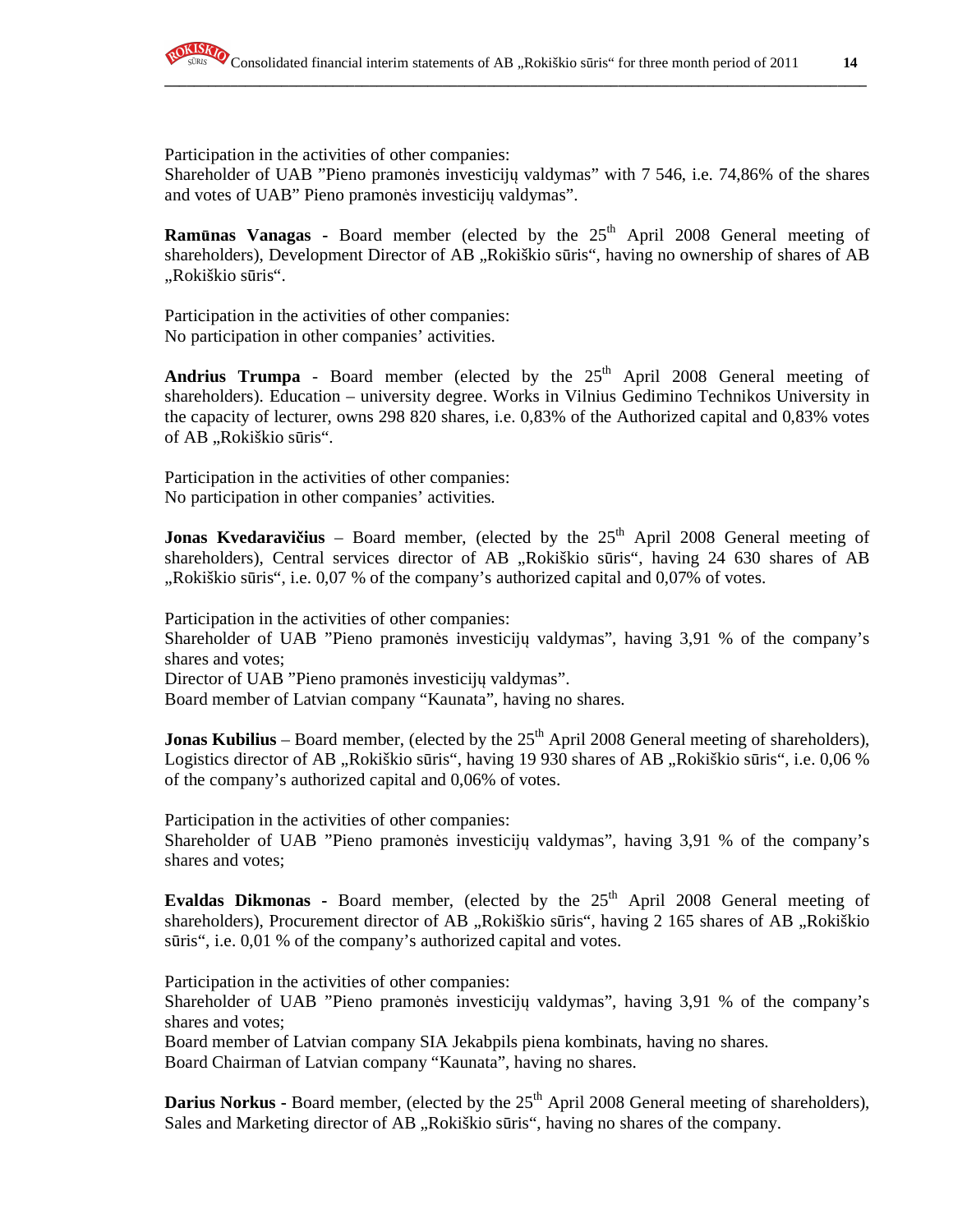Participation in the activities of other companies:
Shareholder of UAB "Pieno pramonės investicijų valdymas" with 7 546, i.e. 74,86% of the shares and votes of UAB" Pieno pramonės investicijų valdymas".

**Ramūnas Vanagas -** Board member (elected by the 25th April 2008 General meeting of shareholders), Development Director of AB „Rokiškio sūris", having no ownership of shares of AB „Rokiškio sūris".

Participation in the activities of other companies:
No participation in other companies' activities.

**Andrius Trumpa** - Board member (elected by the 25th April 2008 General meeting of shareholders). Education – university degree. Works in Vilnius Gedimino Technikos University in the capacity of lecturer, owns 298 820 shares, i.e. 0,83% of the Authorized capital and 0,83% votes of AB „Rokiškio sūris".

Participation in the activities of other companies:
No participation in other companies' activities.

**Jonas Kvedaravičius** – Board member, (elected by the 25th April 2008 General meeting of shareholders), Central services director of AB „Rokiškio sūris", having 24 630 shares of AB „Rokiškio sūris", i.e. 0,07 % of the company's authorized capital and 0,07% of votes.

Participation in the activities of other companies:
Shareholder of UAB "Pieno pramonės investicijų valdymas", having 3,91 % of the company's shares and votes;
Director of UAB "Pieno pramonės investicijų valdymas".
Board member of Latvian company "Kaunata", having no shares.

**Jonas Kubilius** – Board member, (elected by the 25th April 2008 General meeting of shareholders), Logistics director of AB „Rokiškio sūris", having 19 930 shares of AB „Rokiškio sūris", i.e. 0,06 % of the company's authorized capital and 0,06% of votes.

Participation in the activities of other companies:
Shareholder of UAB "Pieno pramonės investicijų valdymas", having 3,91 % of the company's shares and votes;

**Evaldas Dikmonas -** Board member, (elected by the 25th April 2008 General meeting of shareholders), Procurement director of AB „Rokiškio sūris", having 2 165 shares of AB „Rokiškio sūris", i.e. 0,01 % of the company's authorized capital and votes.

Participation in the activities of other companies:
Shareholder of UAB "Pieno pramonės investicijų valdymas", having 3,91 % of the company's shares and votes;
Board member of Latvian company SIA Jekabpils piena kombinats, having no shares.
Board Chairman of Latvian company "Kaunata", having no shares.

**Darius Norkus -** Board member, (elected by the 25th April 2008 General meeting of shareholders), Sales and Marketing director of AB „Rokiškio sūris", having no shares of the company.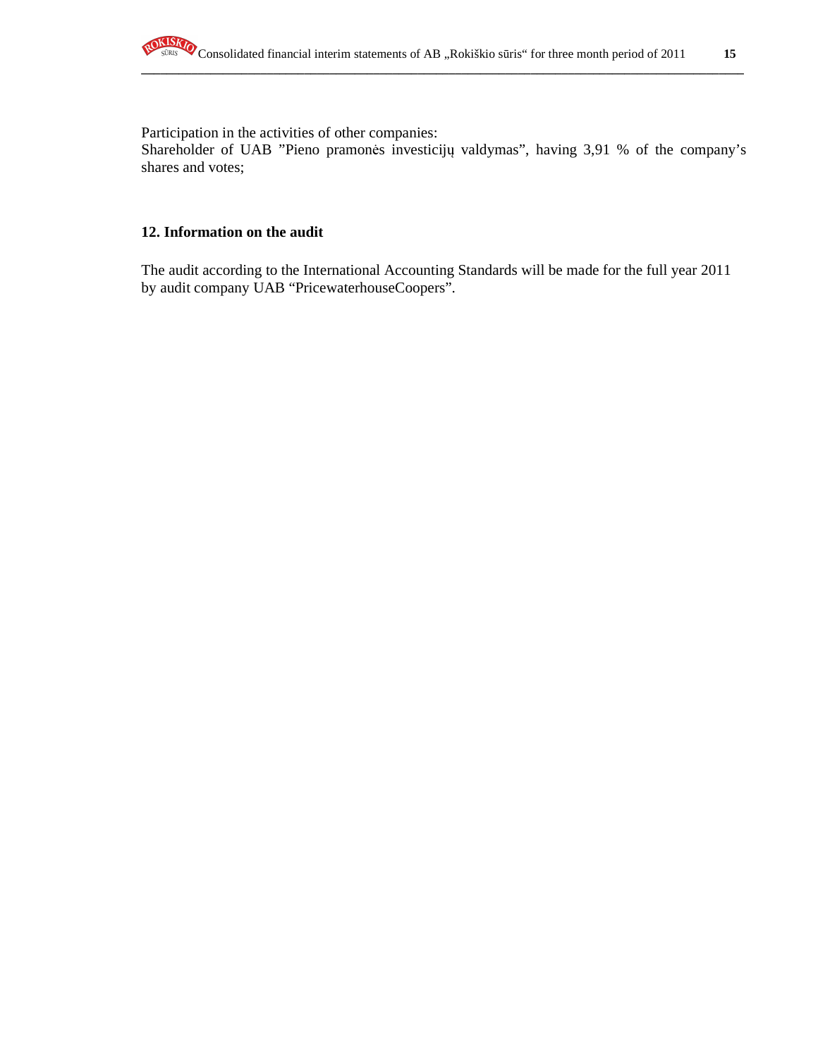Participation in the activities of other companies:
Shareholder of UAB ”Pieno pramonės investicijų valdymas”, having 3,91 % of the company’s shares and votes;

## 12. Information on the audit

The audit according to the International Accounting Standards will be made for the full year 2011 by audit company UAB “PricewaterhouseCoopers”.